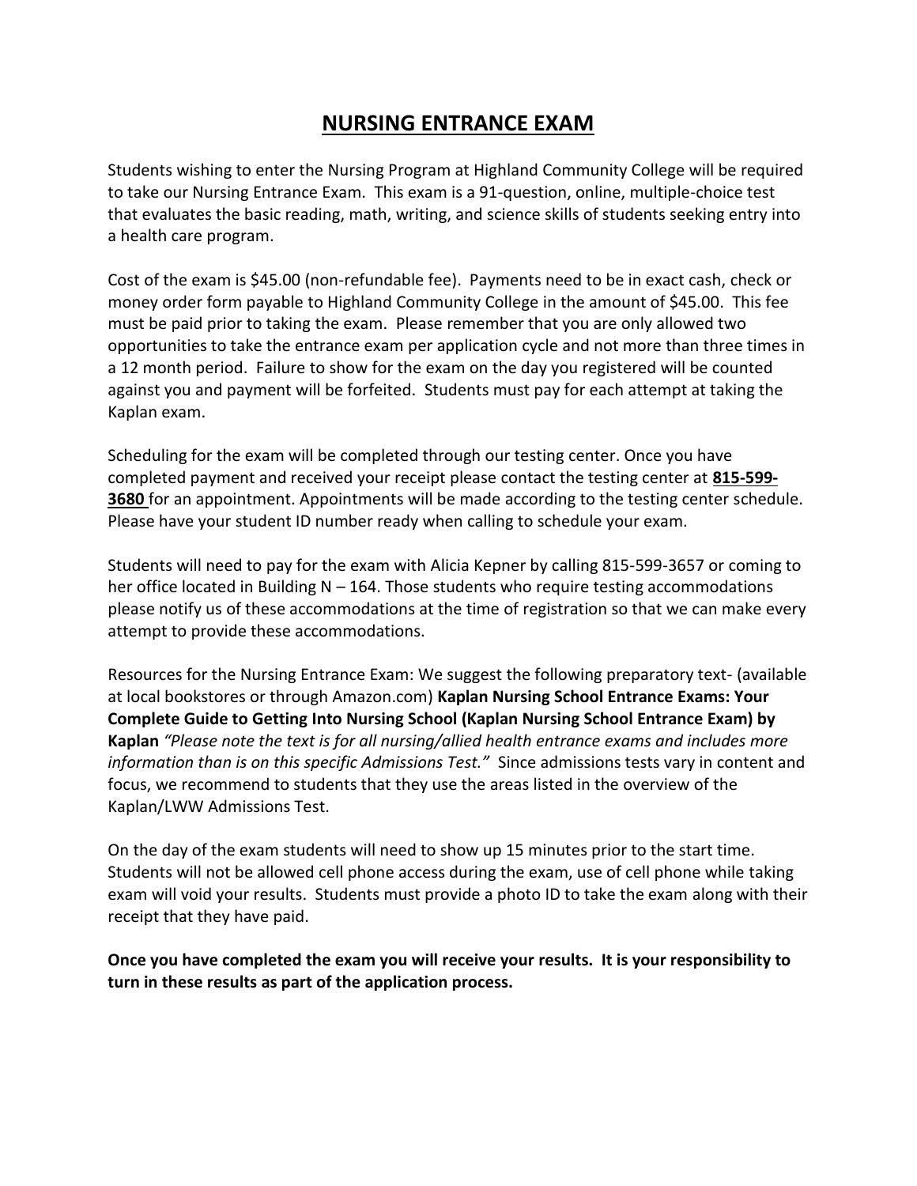# **NURSING ENTRANCE EXAM**

Students wishing to enter the Nursing Program at Highland Community College will be required to take our Nursing Entrance Exam. This exam is a 91-question, online, multiple-choice test that evaluates the basic reading, math, writing, and science skills of students seeking entry into a health care program.

Cost of the exam is $45.00 (non-refundable fee). Payments need to be in exact cash, check or money order form payable to Highland Community College in the amount of $45.00. This fee must be paid prior to taking the exam. Please remember that you are only allowed two opportunities to take the entrance exam per application cycle and not more than three times in a 12 month period. Failure to show for the exam on the day you registered will be counted against you and payment will be forfeited. Students must pay for each attempt at taking the Kaplan exam.

Scheduling for the exam will be completed through our testing center. Once you have completed payment and received your receipt please contact the testing center at **815-599-3680** for an appointment. Appointments will be made according to the testing center schedule. Please have your student ID number ready when calling to schedule your exam.

Students will need to pay for the exam with Alicia Kepner by calling 815-599-3657 or coming to her office located in Building N – 164. Those students who require testing accommodations please notify us of these accommodations at the time of registration so that we can make every attempt to provide these accommodations.

Resources for the Nursing Entrance Exam: We suggest the following preparatory text- (available at local bookstores or through Amazon.com) **Kaplan Nursing School Entrance Exams: Your Complete Guide to Getting Into Nursing School (Kaplan Nursing School Entrance Exam) by Kaplan** *"Please note the text is for all nursing/allied health entrance exams and includes more information than is on this specific Admissions Test."* Since admissions tests vary in content and focus, we recommend to students that they use the areas listed in the overview of the Kaplan/LWW Admissions Test.

On the day of the exam students will need to show up 15 minutes prior to the start time. Students will not be allowed cell phone access during the exam, use of cell phone while taking exam will void your results. Students must provide a photo ID to take the exam along with their receipt that they have paid.

**Once you have completed the exam you will receive your results. It is your responsibility to turn in these results as part of the application process.**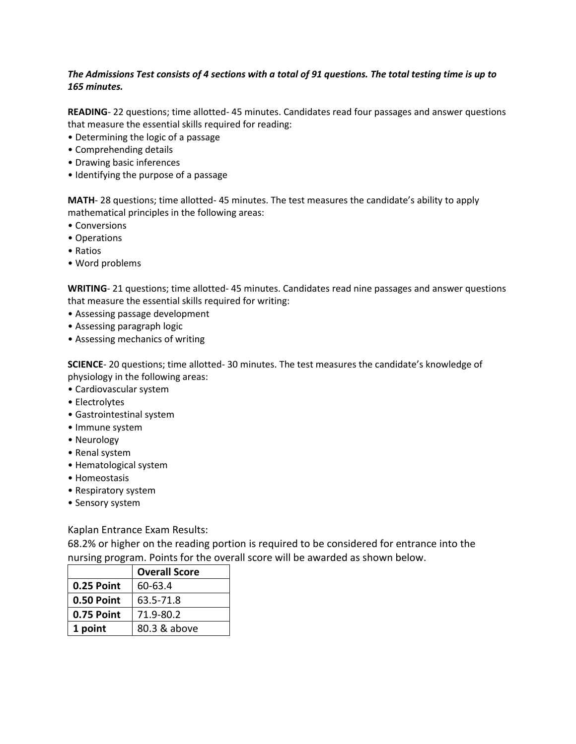***The Admissions Test consists of 4 sections with a total of 91 questions. The total testing time is up to 165 minutes.***

**READING**- 22 questions; time allotted- 45 minutes. Candidates read four passages and answer questions that measure the essential skills required for reading:

- Determining the logic of a passage
- Comprehending details
- Drawing basic inferences
- Identifying the purpose of a passage

**MATH**- 28 questions; time allotted- 45 minutes. The test measures the candidate's ability to apply mathematical principles in the following areas:

- Conversions
- Operations
- Ratios
- Word problems

**WRITING**- 21 questions; time allotted- 45 minutes. Candidates read nine passages and answer questions that measure the essential skills required for writing:

- Assessing passage development
- Assessing paragraph logic
- Assessing mechanics of writing

**SCIENCE**- 20 questions; time allotted- 30 minutes. The test measures the candidate's knowledge of physiology in the following areas:

- Cardiovascular system
- Electrolytes
- Gastrointestinal system
- Immune system
- Neurology
- Renal system
- Hematological system
- Homeostasis
- Respiratory system
- Sensory system

Kaplan Entrance Exam Results:

68.2% or higher on the reading portion is required to be considered for entrance into the nursing program. Points for the overall score will be awarded as shown below.

| | **Overall Score** |
|---|---|
| **0.25 Point** | 60-63.4 |
| **0.50 Point** | 63.5-71.8 |
| **0.75 Point** | 71.9-80.2 |
| **1 point** | 80.3 & above |